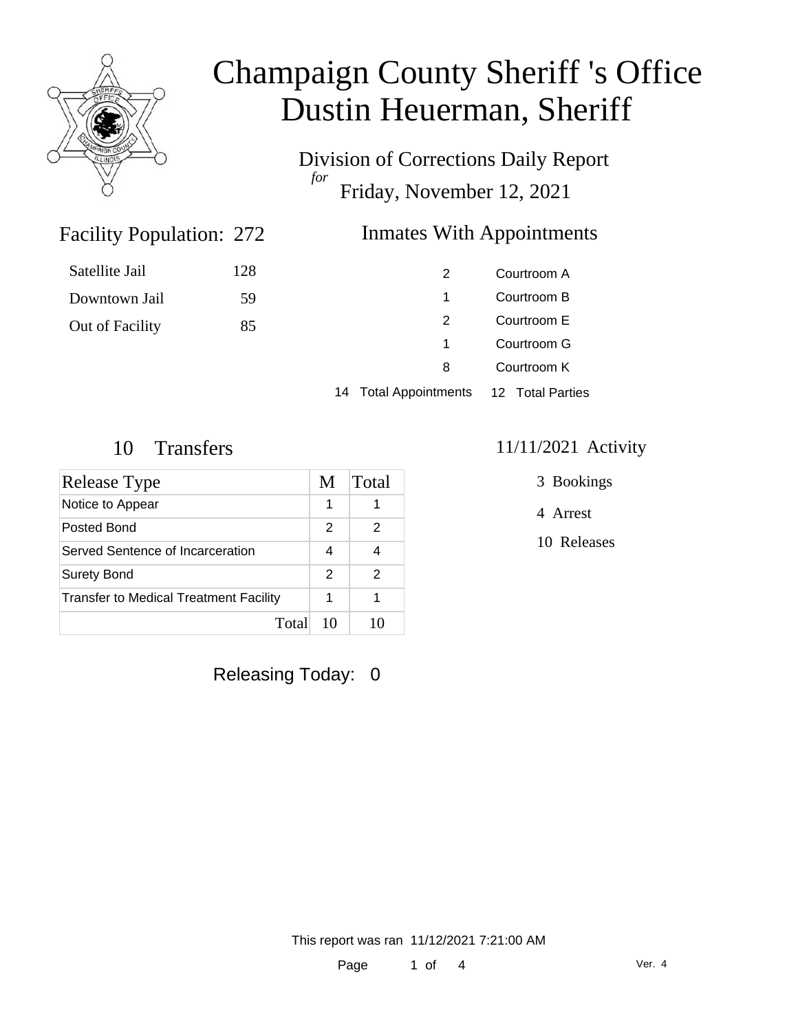# Champaign County Sheriff 's Office
# Dustin Heuerman, Sheriff

Division of Corrections Daily Report
*for*
Friday, November 12, 2021

## Facility Population: 272

| | |
|---|---|
| Satellite Jail | 128 |
| Downtown Jail | 59 |
| Out of Facility | 85 |

## Inmates With Appointments

| | |
|---|---|
| 2 | Courtroom A |
| 1 | Courtroom B |
| 2 | Courtroom E |
| 1 | Courtroom G |
| 8 | Courtroom K |
| 14 Total Appointments | 12 Total Parties |

## 10 Transfers

| Release Type | M | Total |
|---|---|---|
| Notice to Appear | 1 | 1 |
| Posted Bond | 2 | 2 |
| Served Sentence of Incarceration | 4 | 4 |
| Surety Bond | 2 | 2 |
| Transfer to Medical Treatment Facility | 1 | 1 |
| Total | 10 | 10 |

## 11/11/2021 Activity

3 Bookings

4 Arrest

10 Releases

Releasing Today: 0

This report was ran 11/12/2021 7:21:00 AM

Ver. 4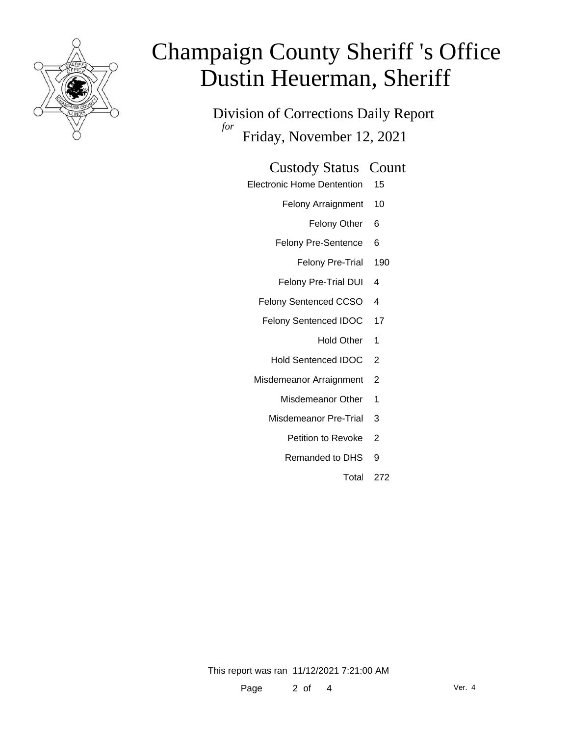# Champaign County Sheriff 's Office
# Dustin Heuerman, Sheriff

## Division of Corrections Daily Report
*for*
## Friday, November 12, 2021

| Custody Status | Count |
|---|---|
| Electronic Home Dentention | 15 |
| Felony Arraignment | 10 |
| Felony Other | 6 |
| Felony Pre-Sentence | 6 |
| Felony Pre-Trial | 190 |
| Felony Pre-Trial DUI | 4 |
| Felony Sentenced CCSO | 4 |
| Felony Sentenced IDOC | 17 |
| Hold Other | 1 |
| Hold Sentenced IDOC | 2 |
| Misdemeanor Arraignment | 2 |
| Misdemeanor Other | 1 |
| Misdemeanor Pre-Trial | 3 |
| Petition to Revoke | 2 |
| Remanded to DHS | 9 |
| Total | 272 |

This report was ran 11/12/2021 7:21:00 AM

Ver. 4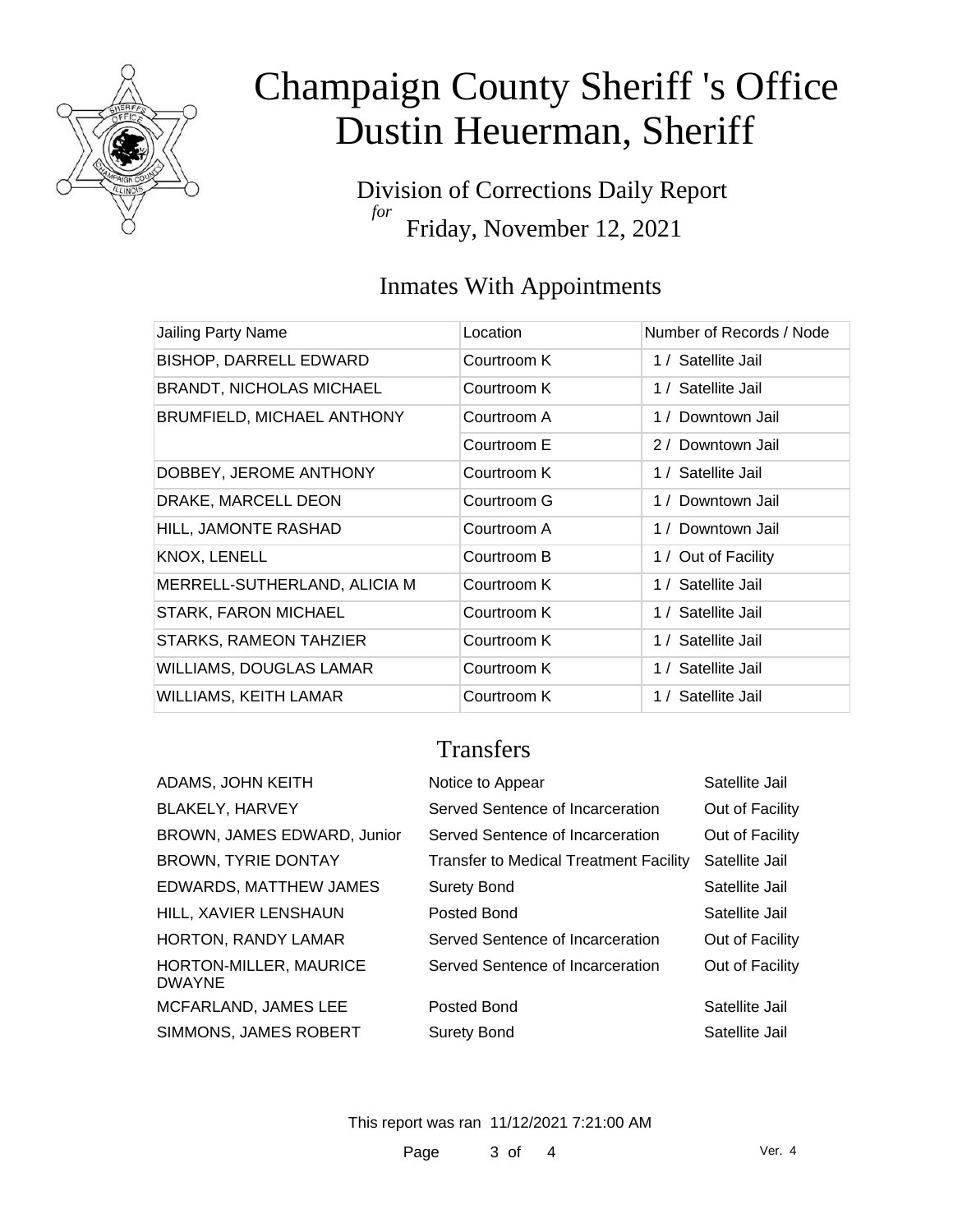# Champaign County Sheriff 's Office
# Dustin Heuerman, Sheriff

## Division of Corrections Daily Report
*for*
## Friday, November 12, 2021

### Inmates With Appointments

| Jailing Party Name | Location | Number of Records / Node |
|---|---|---|
| BISHOP, DARRELL EDWARD | Courtroom K | 1 / Satellite Jail |
| BRANDT, NICHOLAS MICHAEL | Courtroom K | 1 / Satellite Jail |
| BRUMFIELD, MICHAEL ANTHONY | Courtroom A | 1 / Downtown Jail |
| | Courtroom E | 2 / Downtown Jail |
| DOBBEY, JEROME ANTHONY | Courtroom K | 1 / Satellite Jail |
| DRAKE, MARCELL DEON | Courtroom G | 1 / Downtown Jail |
| HILL, JAMONTE RASHAD | Courtroom A | 1 / Downtown Jail |
| KNOX, LENELL | Courtroom B | 1 / Out of Facility |
| MERRELL-SUTHERLAND, ALICIA M | Courtroom K | 1 / Satellite Jail |
| STARK, FARON MICHAEL | Courtroom K | 1 / Satellite Jail |
| STARKS, RAMEON TAHZIER | Courtroom K | 1 / Satellite Jail |
| WILLIAMS, DOUGLAS LAMAR | Courtroom K | 1 / Satellite Jail |
| WILLIAMS, KEITH LAMAR | Courtroom K | 1 / Satellite Jail |

### Transfers

| | | |
|---|---|---|
| ADAMS, JOHN KEITH | Notice to Appear | Satellite Jail |
| BLAKELY, HARVEY | Served Sentence of Incarceration | Out of Facility |
| BROWN, JAMES EDWARD, Junior | Served Sentence of Incarceration | Out of Facility |
| BROWN, TYRIE DONTAY | Transfer to Medical Treatment Facility | Satellite Jail |
| EDWARDS, MATTHEW JAMES | Surety Bond | Satellite Jail |
| HILL, XAVIER LENSHAUN | Posted Bond | Satellite Jail |
| HORTON, RANDY LAMAR | Served Sentence of Incarceration | Out of Facility |
| HORTON-MILLER, MAURICE DWAYNE | Served Sentence of Incarceration | Out of Facility |
| MCFARLAND, JAMES LEE | Posted Bond | Satellite Jail |
| SIMMONS, JAMES ROBERT | Surety Bond | Satellite Jail |

This report was ran 11/12/2021 7:21:00 AM

Ver. 4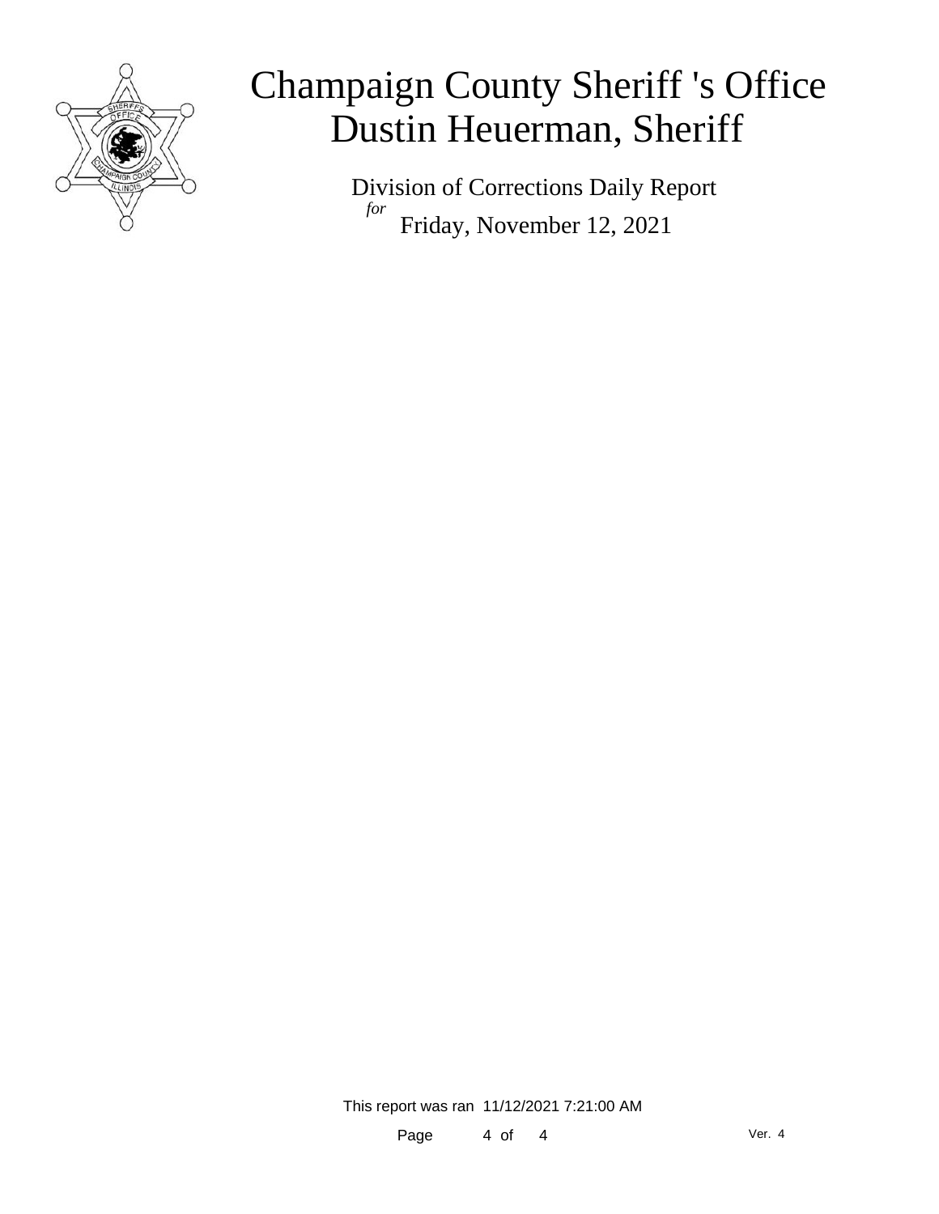# Champaign County Sheriff 's Office
# Dustin Heuerman, Sheriff

Division of Corrections Daily Report
*for*
Friday, November 12, 2021

This report was ran 11/12/2021 7:21:00 AM

Ver. 4